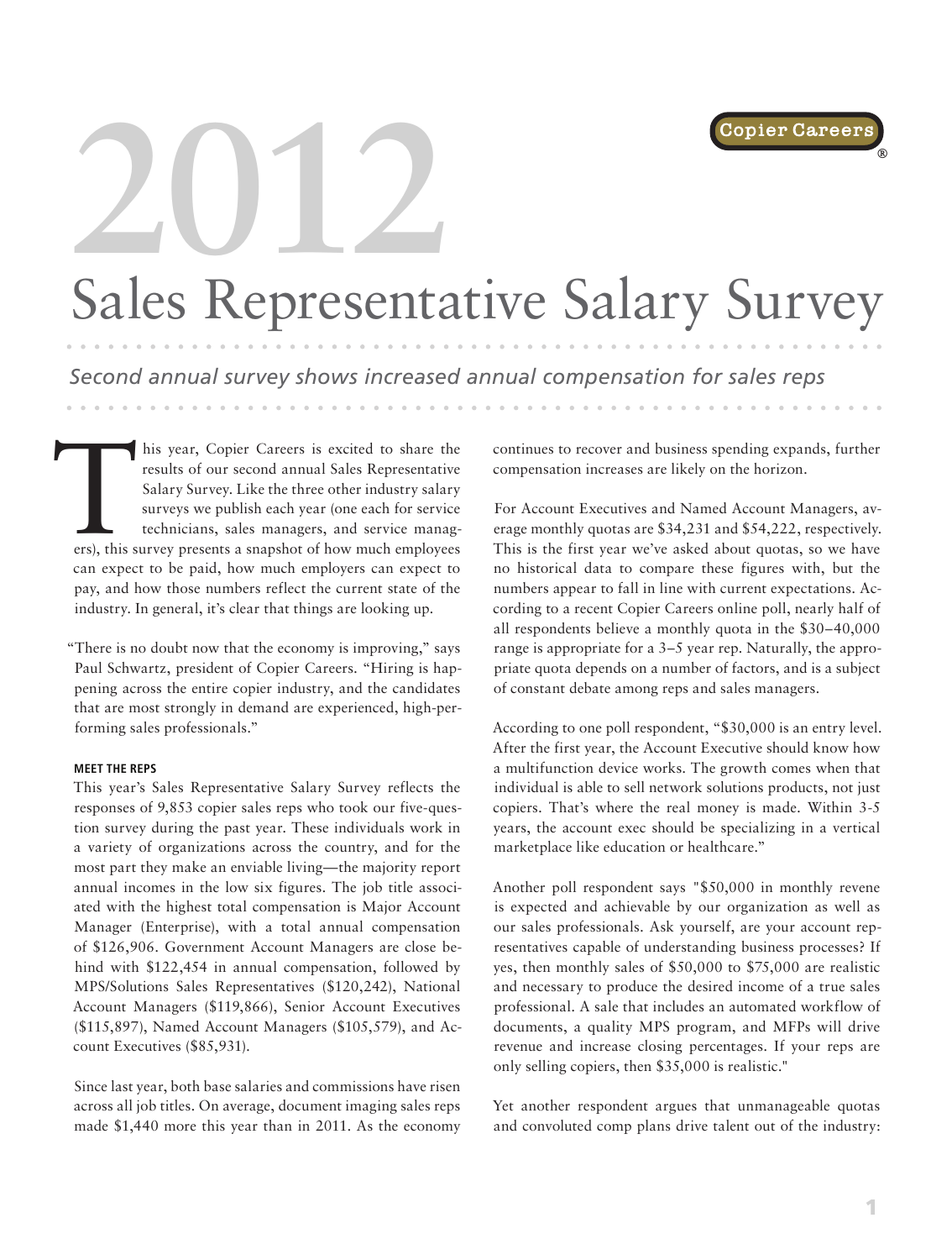# 2012

# Sales Representative Salary Survey

*Second annual survey shows increased annual compensation for sales reps*

This year, Copier Careers is excited to share the results of our second annual Sales Representative Salary Survey. Like the three other industry salary surveys we publish each year (one each for service technicians, sales managers, and service managers), this survey presents a snapshot of how much employees can expect to be paid, how much employers can expect to pay, and how those numbers reflect the current state of the industry. In general, it's clear that things are looking up.

"There is no doubt now that the economy is improving," says Paul Schwartz, president of Copier Careers. "Hiring is happening across the entire copier industry, and the candidates that are most strongly in demand are experienced, high-performing sales professionals."

#### MEET THE REPS

This year's Sales Representative Salary Survey reflects the responses of 9,853 copier sales reps who took our five-question survey during the past year. These individuals work in a variety of organizations across the country, and for the most part they make an enviable living—the majority report annual incomes in the low six figures. The job title associated with the highest total compensation is Major Account Manager (Enterprise), with a total annual compensation of $126,906. Government Account Managers are close behind with $122,454 in annual compensation, followed by MPS/Solutions Sales Representatives ($120,242), National Account Managers ($119,866), Senior Account Executives ($115,897), Named Account Managers ($105,579), and Account Executives ($85,931).

Since last year, both base salaries and commissions have risen across all job titles. On average, document imaging sales reps made $1,440 more this year than in 2011. As the economy continues to recover and business spending expands, further compensation increases are likely on the horizon.

For Account Executives and Named Account Managers, average monthly quotas are $34,231 and $54,222, respectively. This is the first year we've asked about quotas, so we have no historical data to compare these figures with, but the numbers appear to fall in line with current expectations. According to a recent Copier Careers online poll, nearly half of all respondents believe a monthly quota in the $30–40,000 range is appropriate for a 3–5 year rep. Naturally, the appropriate quota depends on a number of factors, and is a subject of constant debate among reps and sales managers.

According to one poll respondent, "$30,000 is an entry level. After the first year, the Account Executive should know how a multifunction device works. The growth comes when that individual is able to sell network solutions products, not just copiers. That's where the real money is made. Within 3-5 years, the account exec should be specializing in a vertical marketplace like education or healthcare."

Another poll respondent says "$50,000 in monthly revene is expected and achievable by our organization as well as our sales professionals. Ask yourself, are your account representatives capable of understanding business processes? If yes, then monthly sales of $50,000 to $75,000 are realistic and necessary to produce the desired income of a true sales professional. A sale that includes an automated workflow of documents, a quality MPS program, and MFPs will drive revenue and increase closing percentages. If your reps are only selling copiers, then $35,000 is realistic."

Yet another respondent argues that unmanageable quotas and convoluted comp plans drive talent out of the industry: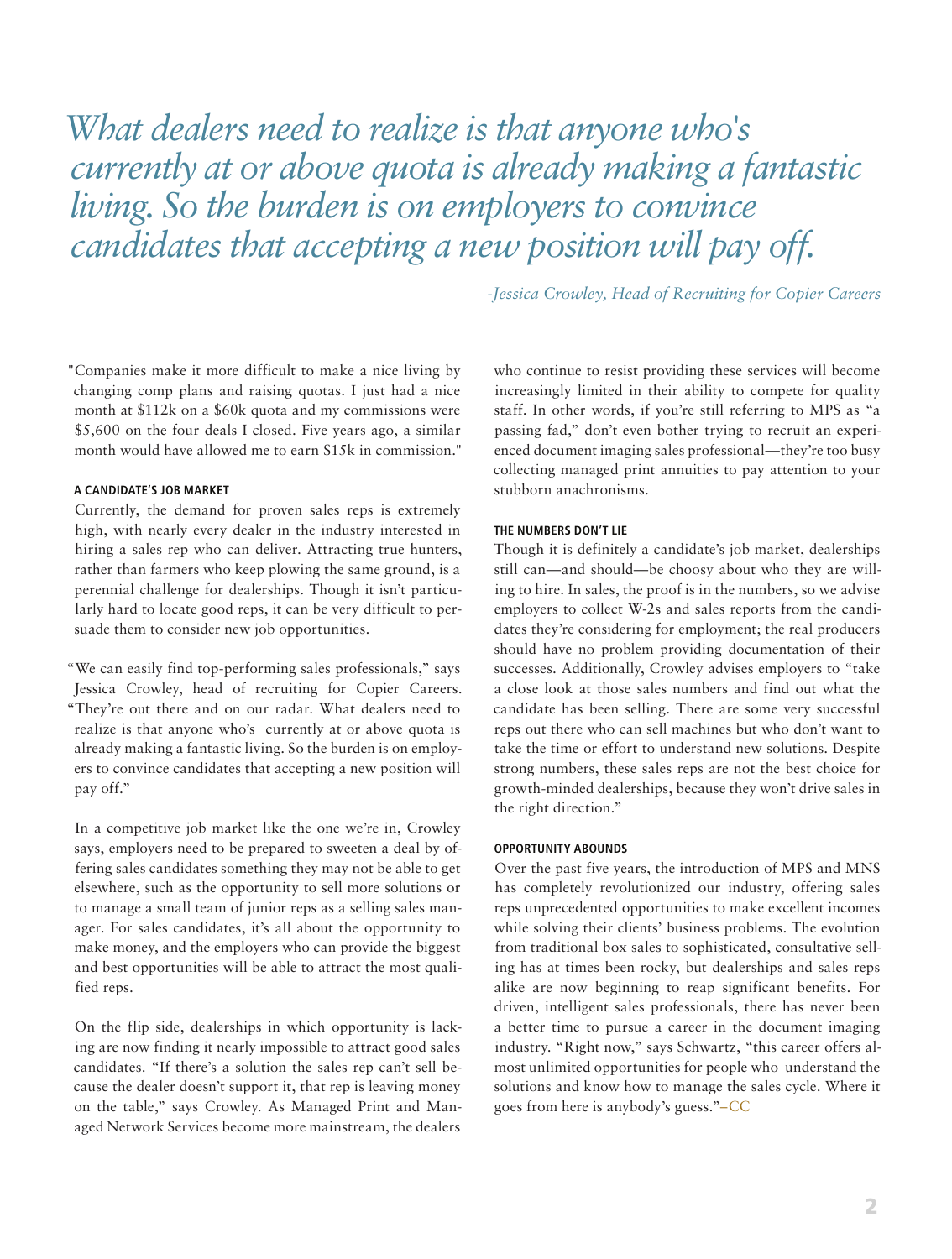*What dealers need to realize is that anyone who's currently at or above quota is already making a fantastic living. So the burden is on employers to convince candidates that accepting a new position will pay off.*

*-Jessica Crowley, Head of Recruiting for Copier Careers*

"Companies make it more difficult to make a nice living by changing comp plans and raising quotas. I just had a nice month at $112k on a $60k quota and my commissions were $5,600 on the four deals I closed. Five years ago, a similar month would have allowed me to earn $15k in commission."

#### A CANDIDATE'S JOB MARKET

Currently, the demand for proven sales reps is extremely high, with nearly every dealer in the industry interested in hiring a sales rep who can deliver. Attracting true hunters, rather than farmers who keep plowing the same ground, is a perennial challenge for dealerships. Though it isn't particularly hard to locate good reps, it can be very difficult to persuade them to consider new job opportunities.

"We can easily find top-performing sales professionals," says Jessica Crowley, head of recruiting for Copier Careers. "They're out there and on our radar. What dealers need to realize is that anyone who's currently at or above quota is already making a fantastic living. So the burden is on employers to convince candidates that accepting a new position will pay off."

In a competitive job market like the one we're in, Crowley says, employers need to be prepared to sweeten a deal by offering sales candidates something they may not be able to get elsewhere, such as the opportunity to sell more solutions or to manage a small team of junior reps as a selling sales manager. For sales candidates, it's all about the opportunity to make money, and the employers who can provide the biggest and best opportunities will be able to attract the most qualified reps.

On the flip side, dealerships in which opportunity is lacking are now finding it nearly impossible to attract good sales candidates. "If there's a solution the sales rep can't sell because the dealer doesn't support it, that rep is leaving money on the table," says Crowley. As Managed Print and Managed Network Services become more mainstream, the dealers who continue to resist providing these services will become increasingly limited in their ability to compete for quality staff. In other words, if you're still referring to MPS as "a passing fad," don't even bother trying to recruit an experienced document imaging sales professional—they're too busy collecting managed print annuities to pay attention to your stubborn anachronisms.

#### THE NUMBERS DON'T LIE

Though it is definitely a candidate's job market, dealerships still can—and should—be choosy about who they are willing to hire. In sales, the proof is in the numbers, so we advise employers to collect W-2s and sales reports from the candidates they're considering for employment; the real producers should have no problem providing documentation of their successes. Additionally, Crowley advises employers to "take a close look at those sales numbers and find out what the candidate has been selling. There are some very successful reps out there who can sell machines but who don't want to take the time or effort to understand new solutions. Despite strong numbers, these sales reps are not the best choice for growth-minded dealerships, because they won't drive sales in the right direction."

#### OPPORTUNITY ABOUNDS

Over the past five years, the introduction of MPS and MNS has completely revolutionized our industry, offering sales reps unprecedented opportunities to make excellent incomes while solving their clients' business problems. The evolution from traditional box sales to sophisticated, consultative selling has at times been rocky, but dealerships and sales reps alike are now beginning to reap significant benefits. For driven, intelligent sales professionals, there has never been a better time to pursue a career in the document imaging industry. "Right now," says Schwartz, "this career offers almost unlimited opportunities for people who understand the solutions and know how to manage the sales cycle. Where it goes from here is anybody's guess."–CC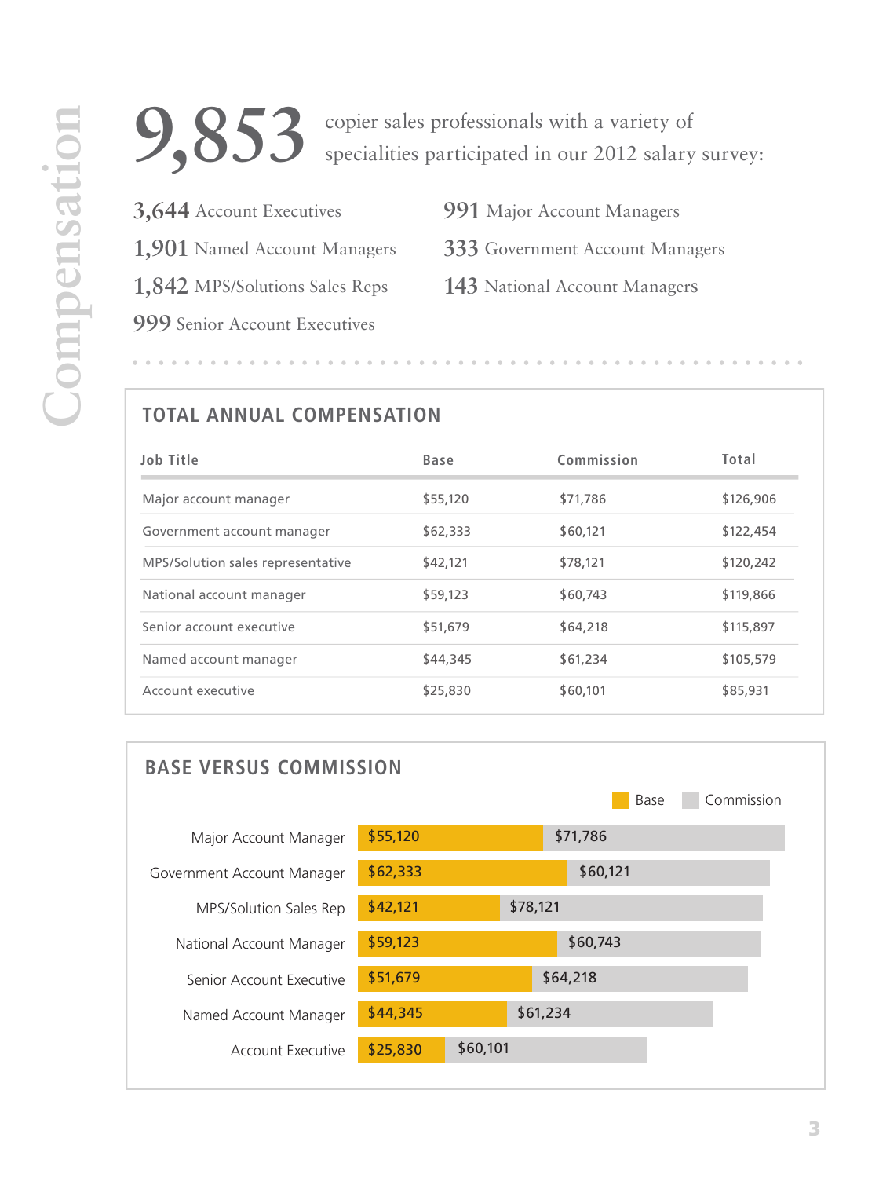# Compensation

**9,853** copier sales professionals with a variety of specialities participated in our 2012 salary survey:

- **3,644** Account Executives
- **1,901** Named Account Managers
- **1,842** MPS/Solutions Sales Reps
- **999** Senior Account Executives
- **991** Major Account Managers
- **333** Government Account Managers
- **143** National Account Managers

## TOTAL ANNUAL COMPENSATION

| Job Title | Base | Commission | Total |
|---|---|---|---|
| Major account manager | $55,120 | $71,786 | $126,906 |
| Government account manager | $62,333 | $60,121 | $122,454 |
| MPS/Solution sales representative | $42,121 | $78,121 | $120,242 |
| National account manager | $59,123 | $60,743 | $119,866 |
| Senior account executive | $51,679 | $64,218 | $115,897 |
| Named account manager | $44,345 | $61,234 | $105,579 |
| Account executive | $25,830 | $60,101 | $85,931 |

## BASE VERSUS COMMISSION

| | Base | Commission |
|---|---|---|
| Major Account Manager | $55,120 | $71,786 |
| Government Account Manager | $62,333 | $60,121 |
| MPS/Solution Sales Rep | $42,121 | $78,121 |
| National Account Manager | $59,123 | $60,743 |
| Senior Account Executive | $51,679 | $64,218 |
| Named Account Manager | $44,345 | $61,234 |
| Account Executive | $25,830 | $60,101 |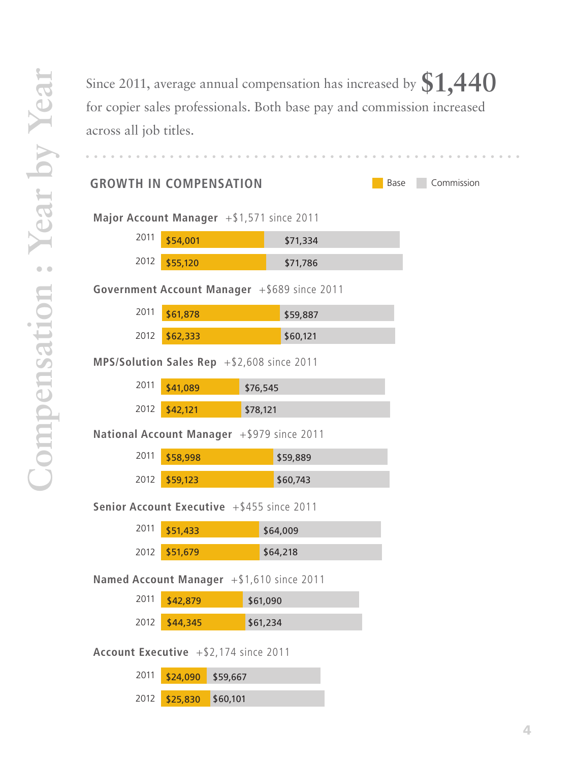# Compensation : Year by Year

Since 2011, average annual compensation has increased by **$1,440** for copier sales professionals. Both base pay and commission increased across all job titles.

## GROWTH IN COMPENSATION

Legend: Base | Commission

### Major Account Manager +$1,571 since 2011

| Year | Base | Commission |
|---|---|---|
| 2011 | $54,001 | $71,334 |
| 2012 | $55,120 | $71,786 |

### Government Account Manager +$689 since 2011

| Year | Base | Commission |
|---|---|---|
| 2011 | $61,878 | $59,887 |
| 2012 | $62,333 | $60,121 |

### MPS/Solution Sales Rep +$2,608 since 2011

| Year | Base | Commission |
|---|---|---|
| 2011 | $41,089 | $76,545 |
| 2012 | $42,121 | $78,121 |

### National Account Manager +$979 since 2011

| Year | Base | Commission |
|---|---|---|
| 2011 | $58,998 | $59,889 |
| 2012 | $59,123 | $60,743 |

### Senior Account Executive +$455 since 2011

| Year | Base | Commission |
|---|---|---|
| 2011 | $51,433 | $64,009 |
| 2012 | $51,679 | $64,218 |

### Named Account Manager +$1,610 since 2011

| Year | Base | Commission |
|---|---|---|
| 2011 | $42,879 | $61,090 |
| 2012 | $44,345 | $61,234 |

### Account Executive +$2,174 since 2011

| Year | Base | Commission |
|---|---|---|
| 2011 | $24,090 | $59,667 |
| 2012 | $25,830 | $60,101 |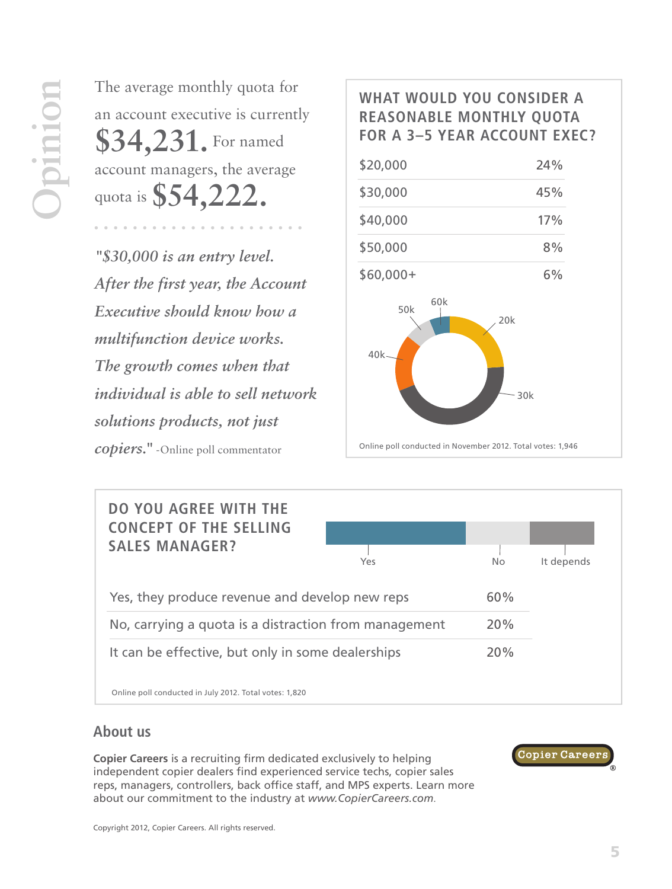Opinion

The average monthly quota for an account executive is currently **$34,231.** For named account managers, the average quota is **$54,222.**

*"$30,000 is an entry level. After the first year, the Account Executive should know how a multifunction device works. The growth comes when that individual is able to sell network solutions products, not just copiers."* -Online poll commentator

## WHAT WOULD YOU CONSIDER A REASONABLE MONTHLY QUOTA FOR A 3–5 YEAR ACCOUNT EXEC?

| | |
|---|---|
| $20,000 | 24% |
| $30,000 | 45% |
| $40,000 | 17% |
| $50,000 | 8% |
| $60,000+ | 6% |

60k
50k
20k
40k
30k

Online poll conducted in November 2012. Total votes: 1,946

## DO YOU AGREE WITH THE CONCEPT OF THE SELLING SALES MANAGER?

Yes
No
It depends

| | |
|---|---|
| Yes, they produce revenue and develop new reps | 60% |
| No, carrying a quota is a distraction from management | 20% |
| It can be effective, but only in some dealerships | 20% |

Online poll conducted in July 2012. Total votes: 1,820

## About us

**Copier Careers** is a recruiting firm dedicated exclusively to helping independent copier dealers find experienced service techs, copier sales reps, managers, controllers, back office staff, and MPS experts. Learn more about our commitment to the industry at *www.CopierCareers.com*.

Copier Careers®

Copyright 2012, Copier Careers. All rights reserved.